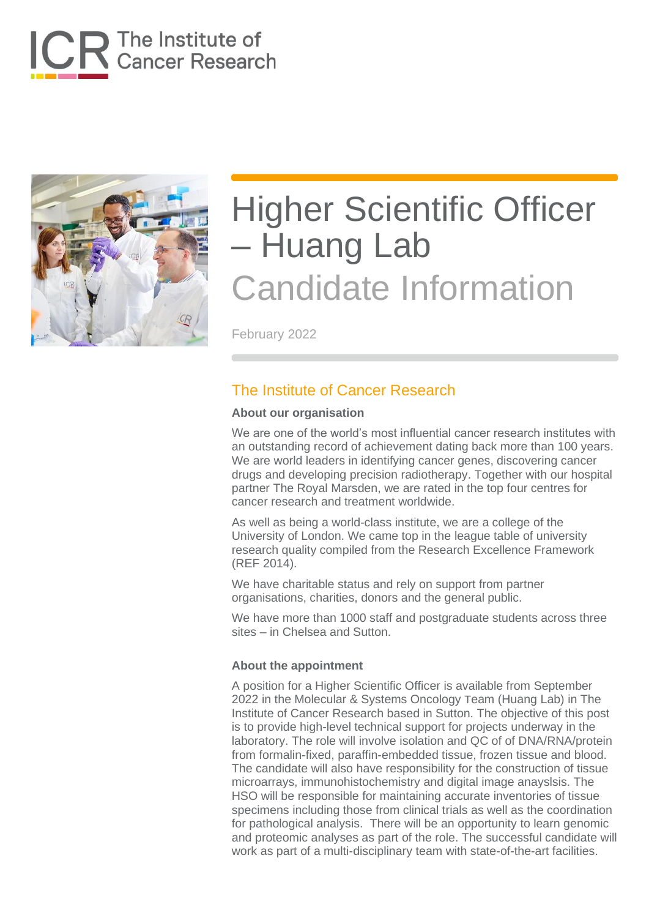# Higher Scientific Officer – Huang Lab

## Candidate Information

February 2022

## The Institute of Cancer Research

### About our organisation

We are one of the world's most influential cancer research institutes with an outstanding record of achievement dating back more than 100 years. We are world leaders in identifying cancer genes, discovering cancer drugs and developing precision radiotherapy. Together with our hospital partner The Royal Marsden, we are rated in the top four centres for cancer research and treatment worldwide.

As well as being a world-class institute, we are a college of the University of London. We came top in the league table of university research quality compiled from the Research Excellence Framework (REF 2014).

We have charitable status and rely on support from partner organisations, charities, donors and the general public.

We have more than 1000 staff and postgraduate students across three sites – in Chelsea and Sutton.

### About the appointment

A position for a Higher Scientific Officer is available from September 2022 in the Molecular & Systems Oncology Team (Huang Lab) in The Institute of Cancer Research based in Sutton. The objective of this post is to provide high-level technical support for projects underway in the laboratory. The role will involve isolation and QC of of DNA/RNA/protein from formalin-fixed, paraffin-embedded tissue, frozen tissue and blood. The candidate will also have responsibility for the construction of tissue microarrays, immunohistochemistry and digital image anayslsis. The HSO will be responsible for maintaining accurate inventories of tissue specimens including those from clinical trials as well as the coordination for pathological analysis. There will be an opportunity to learn genomic and proteomic analyses as part of the role. The successful candidate will work as part of a multi-disciplinary team with state-of-the-art facilities.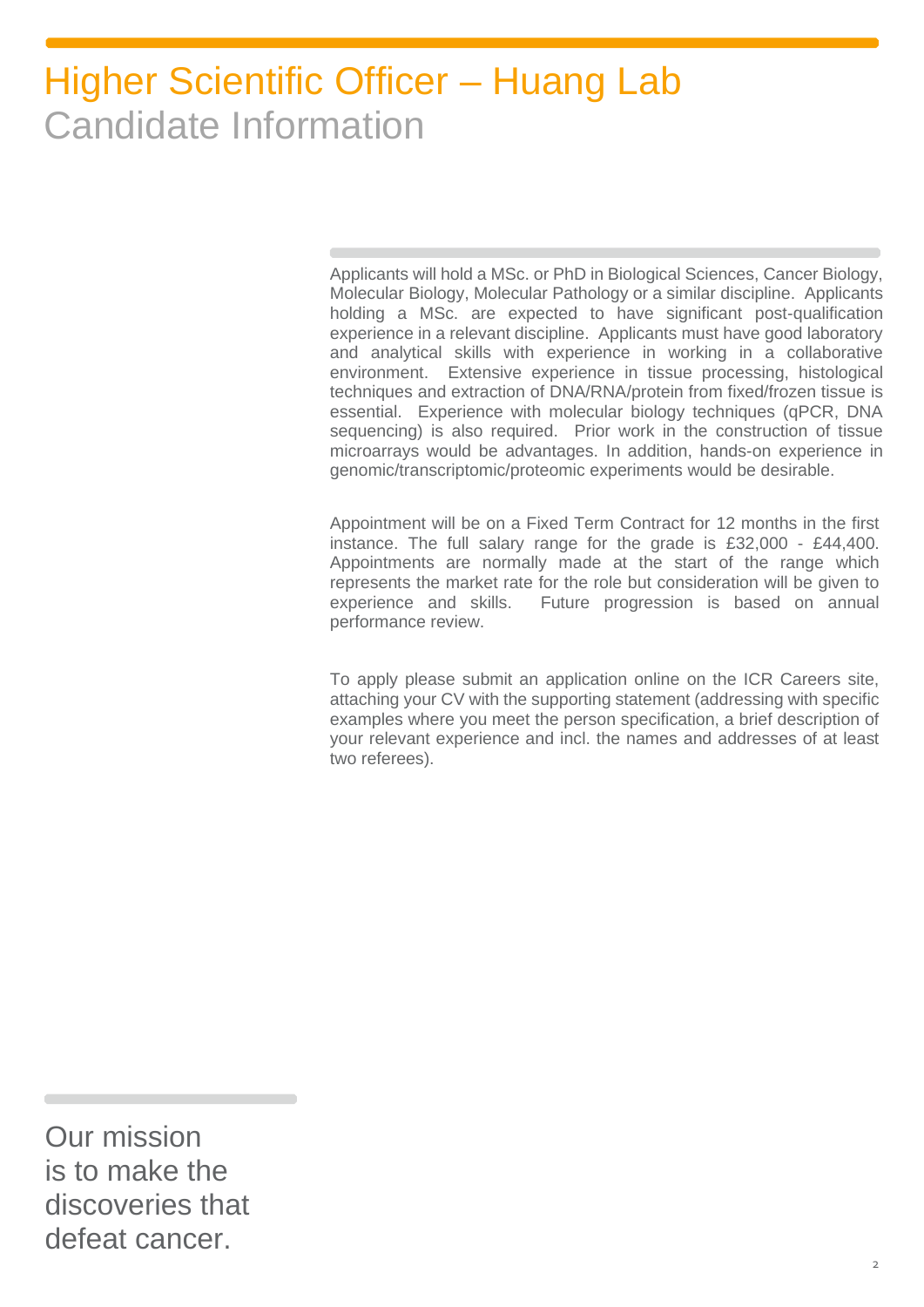# Higher Scientific Officer – Huang Lab

## Candidate Information

Applicants will hold a MSc. or PhD in Biological Sciences, Cancer Biology, Molecular Biology, Molecular Pathology or a similar discipline. Applicants holding a MSc. are expected to have significant post-qualification experience in a relevant discipline. Applicants must have good laboratory and analytical skills with experience in working in a collaborative environment. Extensive experience in tissue processing, histological techniques and extraction of DNA/RNA/protein from fixed/frozen tissue is essential. Experience with molecular biology techniques (qPCR, DNA sequencing) is also required. Prior work in the construction of tissue microarrays would be advantages. In addition, hands-on experience in genomic/transcriptomic/proteomic experiments would be desirable.

Appointment will be on a Fixed Term Contract for 12 months in the first instance. The full salary range for the grade is £32,000 - £44,400. Appointments are normally made at the start of the range which represents the market rate for the role but consideration will be given to experience and skills. Future progression is based on annual performance review.

To apply please submit an application online on the ICR Careers site, attaching your CV with the supporting statement (addressing with specific examples where you meet the person specification, a brief description of your relevant experience and incl. the names and addresses of at least two referees).

Our mission is to make the discoveries that defeat cancer.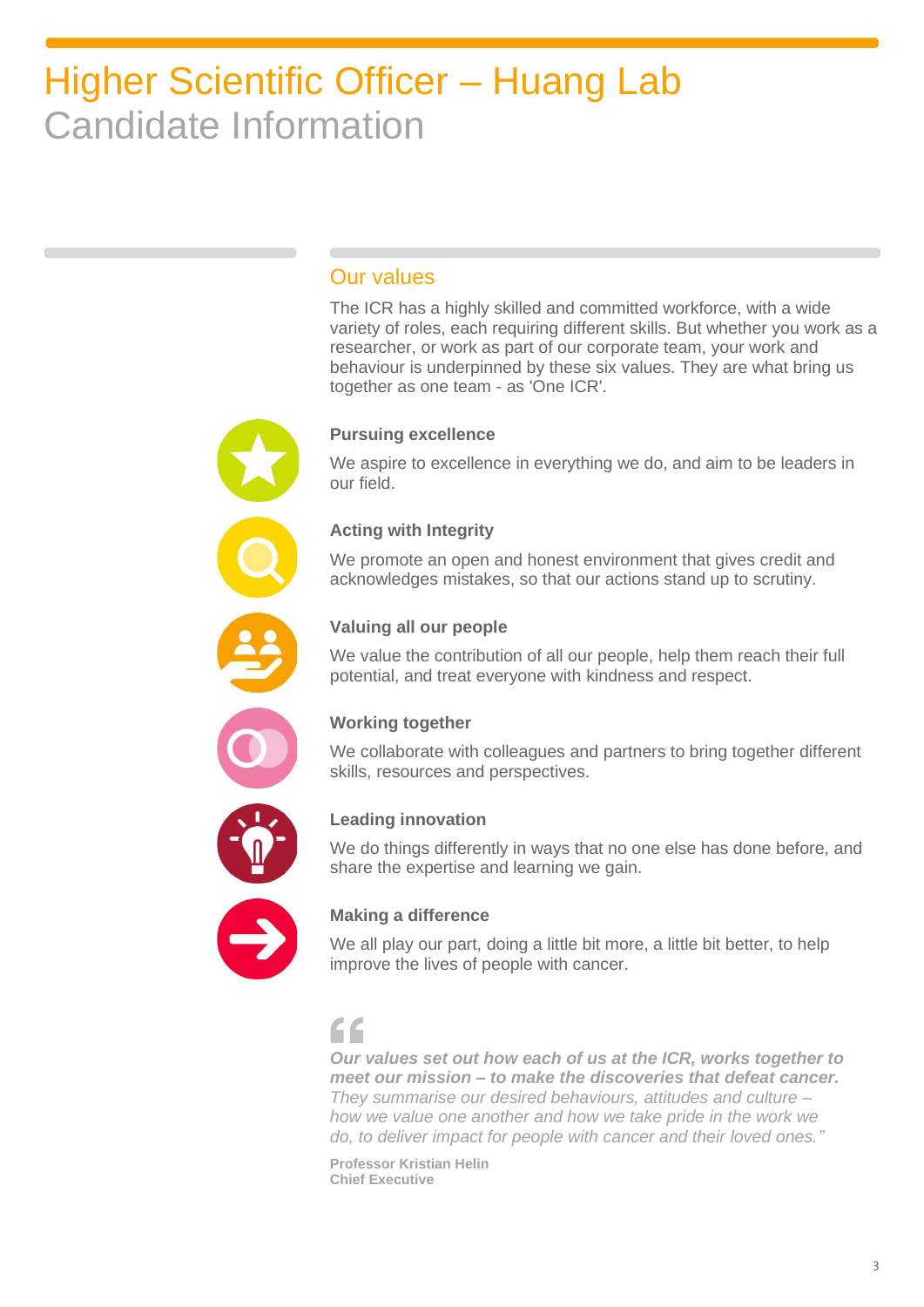# Higher Scientific Officer – Huang Lab

Candidate Information

## Our values

The ICR has a highly skilled and committed workforce, with a wide variety of roles, each requiring different skills. But whether you work as a researcher, or work as part of our corporate team, your work and behaviour is underpinned by these six values. They are what bring us together as one team - as 'One ICR'.

**Pursuing excellence**

We aspire to excellence in everything we do, and aim to be leaders in our field.

**Acting with Integrity**

We promote an open and honest environment that gives credit and acknowledges mistakes, so that our actions stand up to scrutiny.

**Valuing all our people**

We value the contribution of all our people, help them reach their full potential, and treat everyone with kindness and respect.

**Working together**

We collaborate with colleagues and partners to bring together different skills, resources and perspectives.

**Leading innovation**

We do things differently in ways that no one else has done before, and share the expertise and learning we gain.

**Making a difference**

We all play our part, doing a little bit more, a little bit better, to help improve the lives of people with cancer.

> ***Our values set out how each of us at the ICR, works together to meet our mission – to make the discoveries that defeat cancer.*** *They summarise our desired behaviours, attitudes and culture – how we value one another and how we take pride in the work we do, to deliver impact for people with cancer and their loved ones."*

**Professor Kristian Helin**
**Chief Executive**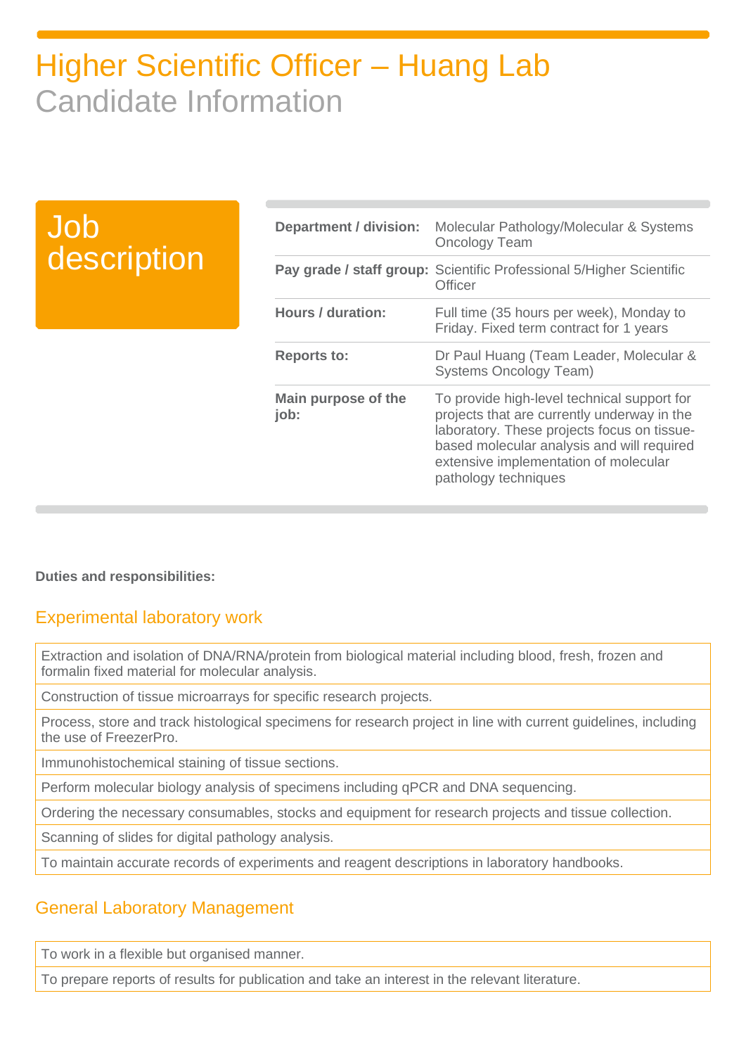# Higher Scientific Officer – Huang Lab

## Candidate Information

## Job description

| | |
|---|---|
| **Department / division:** | Molecular Pathology/Molecular & Systems Oncology Team |
| **Pay grade / staff group:** | Scientific Professional 5/Higher Scientific Officer |
| **Hours / duration:** | Full time (35 hours per week), Monday to Friday. Fixed term contract for 1 years |
| **Reports to:** | Dr Paul Huang (Team Leader, Molecular & Systems Oncology Team) |
| **Main purpose of the job:** | To provide high-level technical support for projects that are currently underway in the laboratory. These projects focus on tissue-based molecular analysis and will required extensive implementation of molecular pathology techniques |

**Duties and responsibilities:**

### Experimental laboratory work

| |
|---|
| Extraction and isolation of DNA/RNA/protein from biological material including blood, fresh, frozen and formalin fixed material for molecular analysis. |
| Construction of tissue microarrays for specific research projects. |
| Process, store and track histological specimens for research project in line with current guidelines, including the use of FreezerPro. |
| Immunohistochemical staining of tissue sections. |
| Perform molecular biology analysis of specimens including qPCR and DNA sequencing. |
| Ordering the necessary consumables, stocks and equipment for research projects and tissue collection. |
| Scanning of slides for digital pathology analysis. |
| To maintain accurate records of experiments and reagent descriptions in laboratory handbooks. |

### General Laboratory Management

| |
|---|
| To work in a flexible but organised manner. |
| To prepare reports of results for publication and take an interest in the relevant literature. |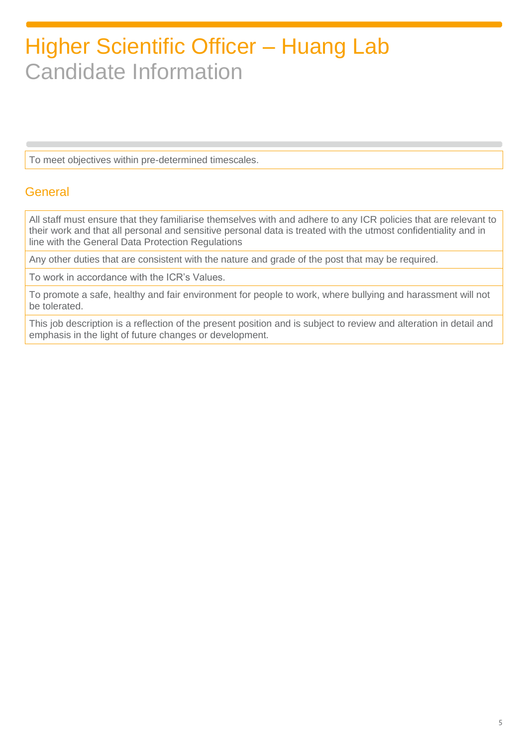# Higher Scientific Officer – Huang Lab

## Candidate Information

| |
|---|
| To meet objectives within pre-determined timescales. |

## General

| |
|---|
| All staff must ensure that they familiarise themselves with and adhere to any ICR policies that are relevant to their work and that all personal and sensitive personal data is treated with the utmost confidentiality and in line with the General Data Protection Regulations |
| Any other duties that are consistent with the nature and grade of the post that may be required. |
| To work in accordance with the ICR's Values. |
| To promote a safe, healthy and fair environment for people to work, where bullying and harassment will not be tolerated. |
| This job description is a reflection of the present position and is subject to review and alteration in detail and emphasis in the light of future changes or development. |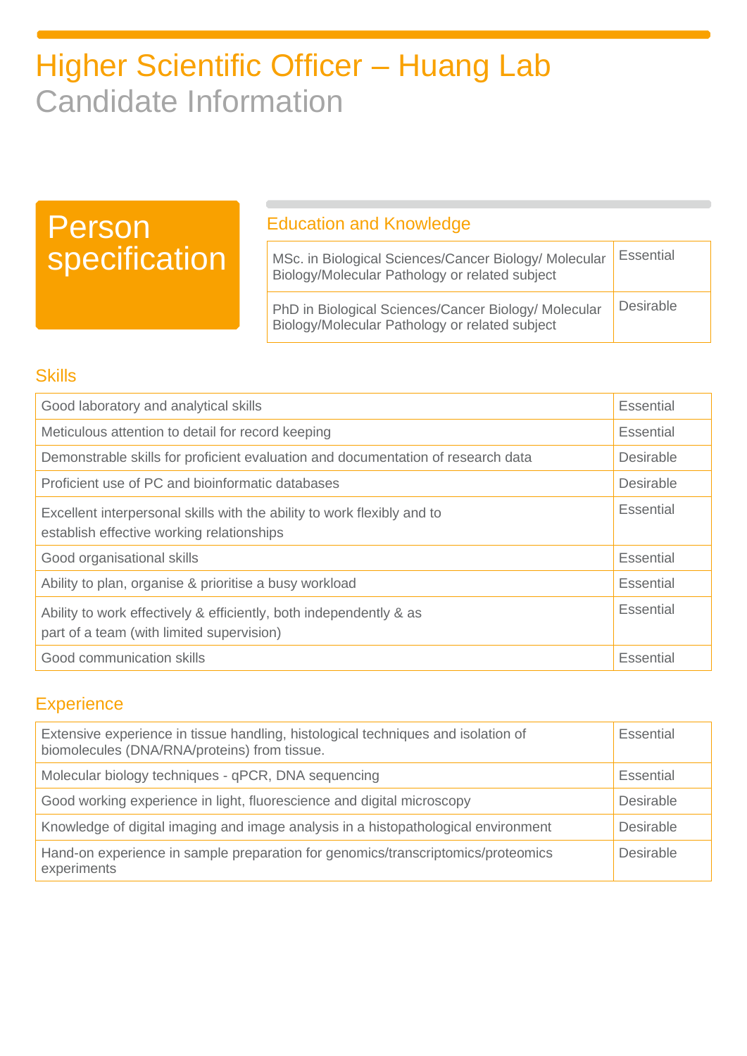# Higher Scientific Officer – Huang Lab

Candidate Information

## Person specification

### Education and Knowledge

| Requirement | |
|---|---|
| MSc. in Biological Sciences/Cancer Biology/ Molecular Biology/Molecular Pathology or related subject | Essential |
| PhD in Biological Sciences/Cancer Biology/ Molecular Biology/Molecular Pathology or related subject | Desirable |

### Skills

| Requirement | |
|---|---|
| Good laboratory and analytical skills | Essential |
| Meticulous attention to detail for record keeping | Essential |
| Demonstrable skills for proficient evaluation and documentation of research data | Desirable |
| Proficient use of PC and bioinformatic databases | Desirable |
| Excellent interpersonal skills with the ability to work flexibly and to establish effective working relationships | Essential |
| Good organisational skills | Essential |
| Ability to plan, organise & prioritise a busy workload | Essential |
| Ability to work effectively & efficiently, both independently & as part of a team (with limited supervision) | Essential |
| Good communication skills | Essential |

### Experience

| Requirement | |
|---|---|
| Extensive experience in tissue handling, histological techniques and isolation of biomolecules (DNA/RNA/proteins) from tissue. | Essential |
| Molecular biology techniques - qPCR, DNA sequencing | Essential |
| Good working experience in light, fluorescence and digital microscopy | Desirable |
| Knowledge of digital imaging and image analysis in a histopathological environment | Desirable |
| Hand-on experience in sample preparation for genomics/transcriptomics/proteomics experiments | Desirable |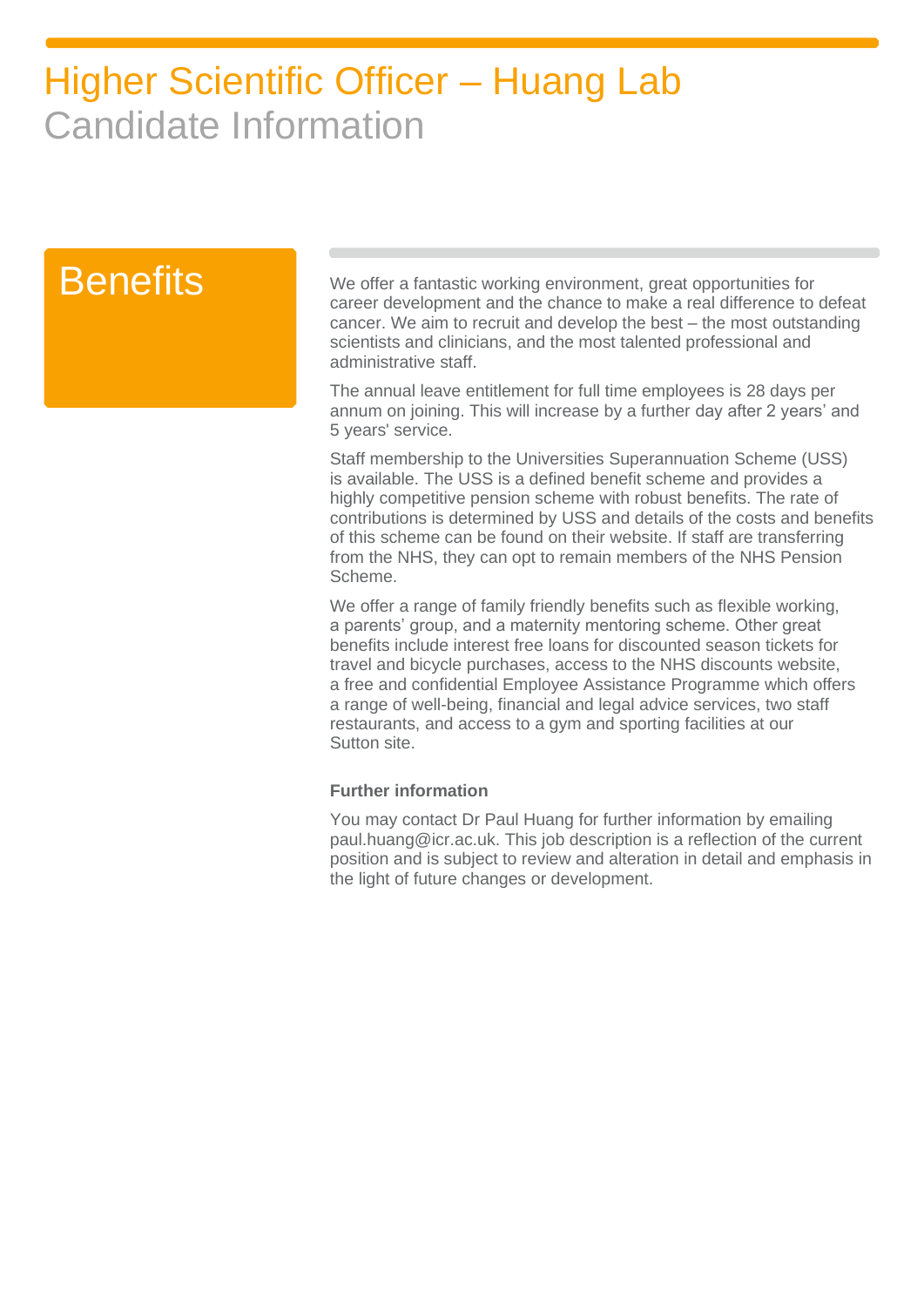# Higher Scientific Officer – Huang Lab

Candidate Information

## Benefits

We offer a fantastic working environment, great opportunities for career development and the chance to make a real difference to defeat cancer. We aim to recruit and develop the best – the most outstanding scientists and clinicians, and the most talented professional and administrative staff.

The annual leave entitlement for full time employees is 28 days per annum on joining. This will increase by a further day after 2 years' and 5 years' service.

Staff membership to the Universities Superannuation Scheme (USS) is available. The USS is a defined benefit scheme and provides a highly competitive pension scheme with robust benefits. The rate of contributions is determined by USS and details of the costs and benefits of this scheme can be found on their website. If staff are transferring from the NHS, they can opt to remain members of the NHS Pension Scheme.

We offer a range of family friendly benefits such as flexible working, a parents' group, and a maternity mentoring scheme. Other great benefits include interest free loans for discounted season tickets for travel and bicycle purchases, access to the NHS discounts website, a free and confidential Employee Assistance Programme which offers a range of well-being, financial and legal advice services, two staff restaurants, and access to a gym and sporting facilities at our Sutton site.

**Further information**

You may contact Dr Paul Huang for further information by emailing paul.huang@icr.ac.uk. This job description is a reflection of the current position and is subject to review and alteration in detail and emphasis in the light of future changes or development.